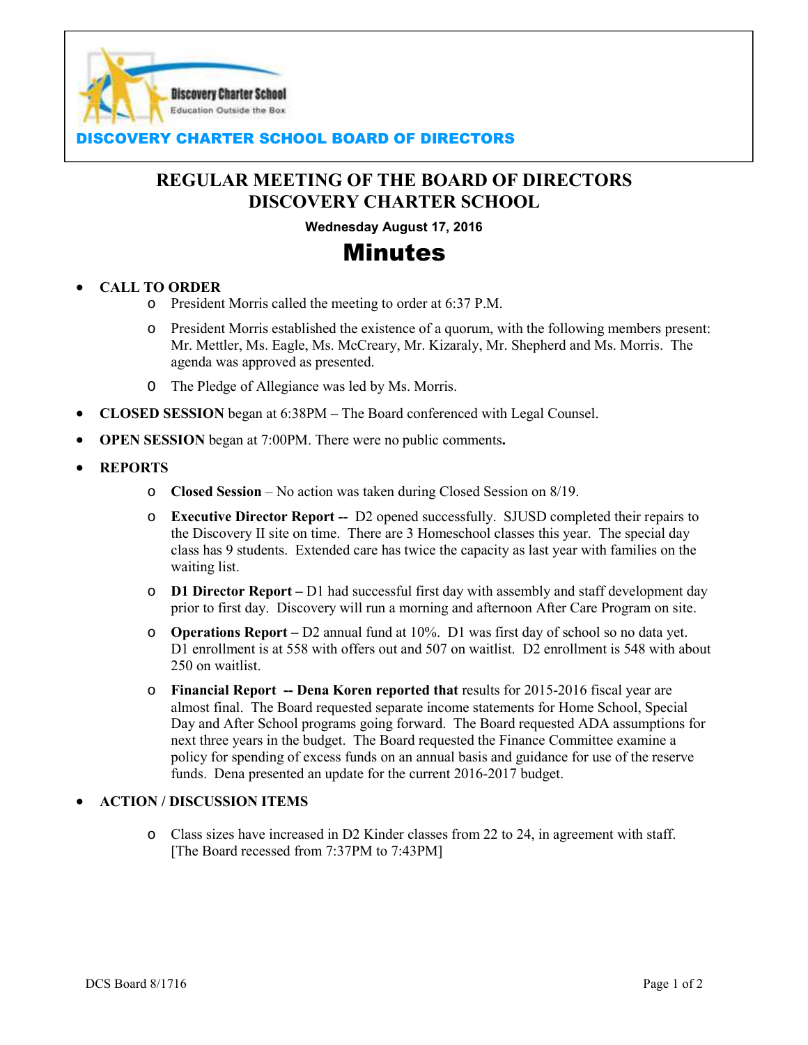Discovery Charter School
Education Outside the Box

**DISCOVERY CHARTER SCHOOL BOARD OF DIRECTORS**

# REGULAR MEETING OF THE BOARD OF DIRECTORS
# DISCOVERY CHARTER SCHOOL

**Wednesday August 17, 2016**

# Minutes

- **CALL TO ORDER**
  - President Morris called the meeting to order at 6:37 P.M.
  - President Morris established the existence of a quorum, with the following members present: Mr. Mettler, Ms. Eagle, Ms. McCreary, Mr. Kizaraly, Mr. Shepherd and Ms. Morris. The agenda was approved as presented.
  - The Pledge of Allegiance was led by Ms. Morris.
- **CLOSED SESSION** began at 6:38PM **–** The Board conferenced with Legal Counsel.
- **OPEN SESSION** began at 7:00PM. There were no public comments**.**
- **REPORTS**
  - **Closed Session** – No action was taken during Closed Session on 8/19.
  - **Executive Director Report --** D2 opened successfully. SJUSD completed their repairs to the Discovery II site on time. There are 3 Homeschool classes this year. The special day class has 9 students. Extended care has twice the capacity as last year with families on the waiting list.
  - **D1 Director Report –** D1 had successful first day with assembly and staff development day prior to first day. Discovery will run a morning and afternoon After Care Program on site.
  - **Operations Report –** D2 annual fund at 10%. D1 was first day of school so no data yet. D1 enrollment is at 558 with offers out and 507 on waitlist. D2 enrollment is 548 with about 250 on waitlist.
  - **Financial Report -- Dena Koren reported that** results for 2015-2016 fiscal year are almost final. The Board requested separate income statements for Home School, Special Day and After School programs going forward. The Board requested ADA assumptions for next three years in the budget. The Board requested the Finance Committee examine a policy for spending of excess funds on an annual basis and guidance for use of the reserve funds. Dena presented an update for the current 2016-2017 budget.
- **ACTION / DISCUSSION ITEMS**
  - Class sizes have increased in D2 Kinder classes from 22 to 24, in agreement with staff. [The Board recessed from 7:37PM to 7:43PM]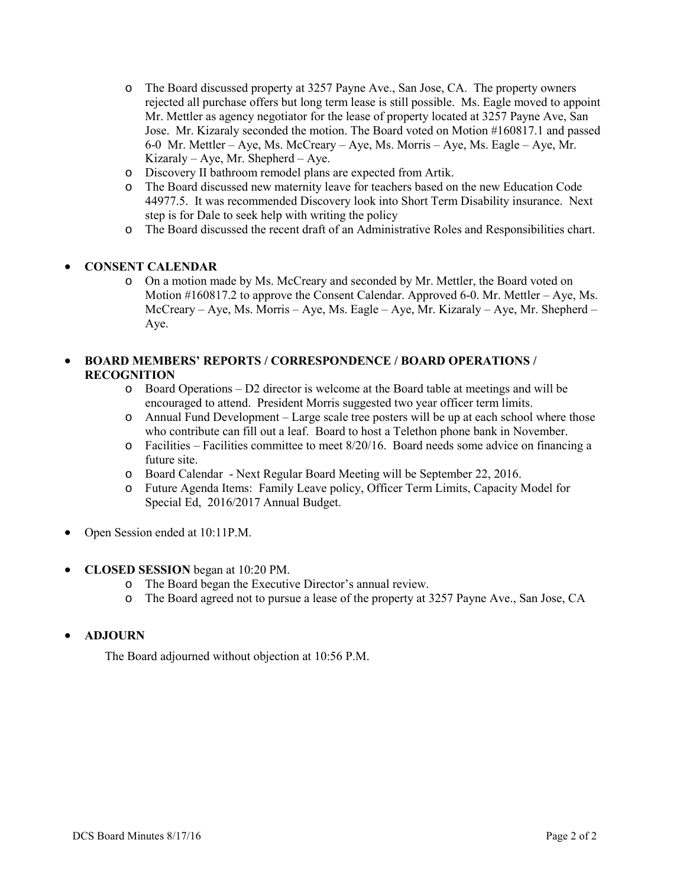- The Board discussed property at 3257 Payne Ave., San Jose, CA. The property owners rejected all purchase offers but long term lease is still possible. Ms. Eagle moved to appoint Mr. Mettler as agency negotiator for the lease of property located at 3257 Payne Ave, San Jose. Mr. Kizaraly seconded the motion. The Board voted on Motion #160817.1 and passed 6-0 Mr. Mettler – Aye, Ms. McCreary – Aye, Ms. Morris – Aye, Ms. Eagle – Aye, Mr. Kizaraly – Aye, Mr. Shepherd – Aye.
- Discovery II bathroom remodel plans are expected from Artik.
- The Board discussed new maternity leave for teachers based on the new Education Code 44977.5. It was recommended Discovery look into Short Term Disability insurance. Next step is for Dale to seek help with writing the policy
- The Board discussed the recent draft of an Administrative Roles and Responsibilities chart.

- **CONSENT CALENDAR**
  - On a motion made by Ms. McCreary and seconded by Mr. Mettler, the Board voted on Motion #160817.2 to approve the Consent Calendar. Approved 6-0. Mr. Mettler – Aye, Ms. McCreary – Aye, Ms. Morris – Aye, Ms. Eagle – Aye, Mr. Kizaraly – Aye, Mr. Shepherd – Aye.

- **BOARD MEMBERS' REPORTS / CORRESPONDENCE / BOARD OPERATIONS / RECOGNITION**
  - Board Operations – D2 director is welcome at the Board table at meetings and will be encouraged to attend. President Morris suggested two year officer term limits.
  - Annual Fund Development – Large scale tree posters will be up at each school where those who contribute can fill out a leaf. Board to host a Telethon phone bank in November.
  - Facilities – Facilities committee to meet 8/20/16. Board needs some advice on financing a future site.
  - Board Calendar - Next Regular Board Meeting will be September 22, 2016.
  - Future Agenda Items: Family Leave policy, Officer Term Limits, Capacity Model for Special Ed, 2016/2017 Annual Budget.

- Open Session ended at 10:11P.M.

- **CLOSED SESSION** began at 10:20 PM.
  - The Board began the Executive Director's annual review.
  - The Board agreed not to pursue a lease of the property at 3257 Payne Ave., San Jose, CA

- **ADJOURN**

  The Board adjourned without objection at 10:56 P.M.